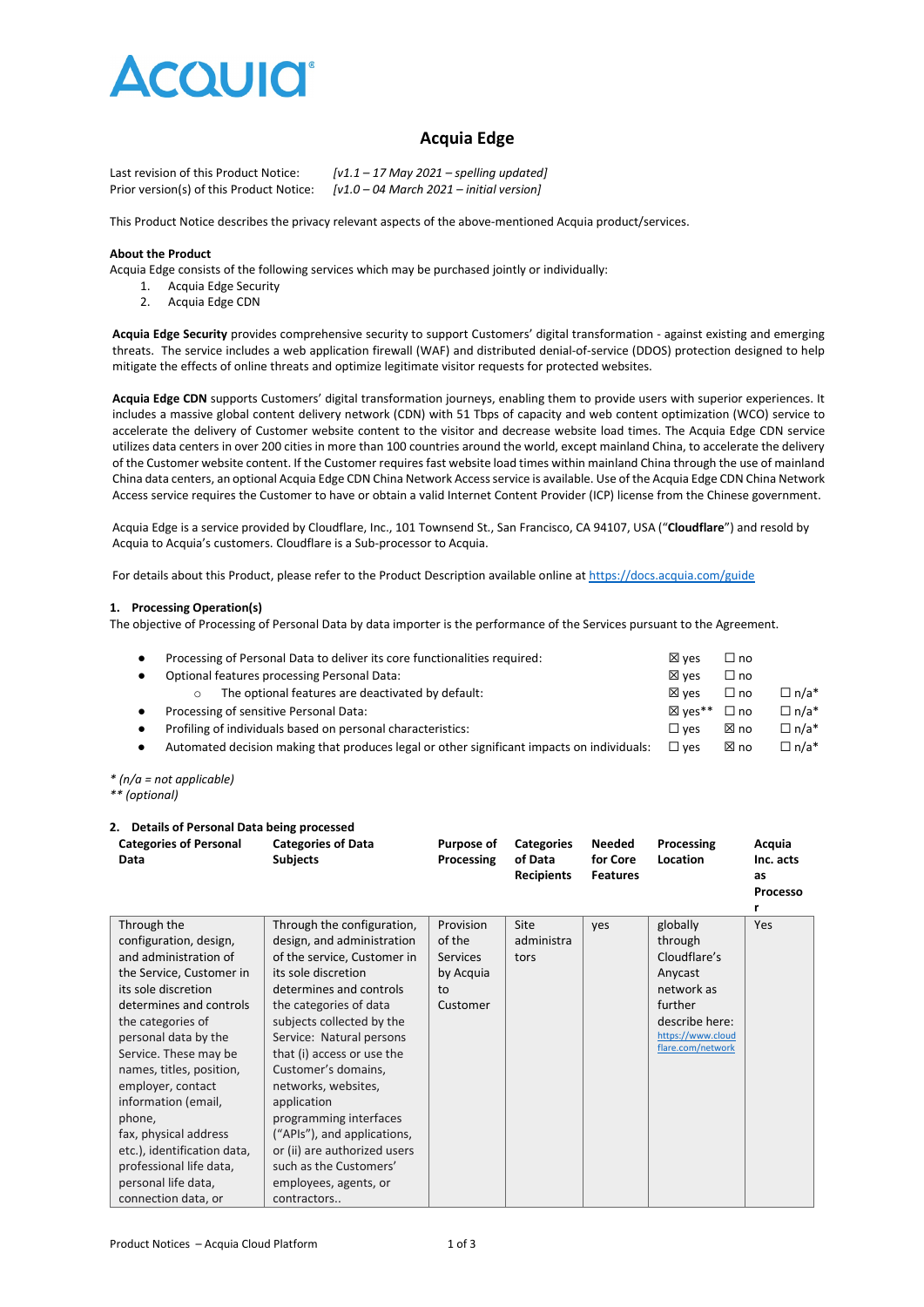# Acquia Edge

Last revision of this Product Notice: *[v1.1 – 17 May 2021 – spelling updated]*
Prior version(s) of this Product Notice: *[v1.0 – 04 March 2021 – initial version]*

This Product Notice describes the privacy relevant aspects of the above-mentioned Acquia product/services.

**About the Product**

Acquia Edge consists of the following services which may be purchased jointly or individually:

1. Acquia Edge Security
2. Acquia Edge CDN

**Acquia Edge Security** provides comprehensive security to support Customers' digital transformation - against existing and emerging threats. The service includes a web application firewall (WAF) and distributed denial-of-service (DDOS) protection designed to help mitigate the effects of online threats and optimize legitimate visitor requests for protected websites.

**Acquia Edge CDN** supports Customers' digital transformation journeys, enabling them to provide users with superior experiences. It includes a massive global content delivery network (CDN) with 51 Tbps of capacity and web content optimization (WCO) service to accelerate the delivery of Customer website content to the visitor and decrease website load times. The Acquia Edge CDN service utilizes data centers in over 200 cities in more than 100 countries around the world, except mainland China, to accelerate the delivery of the Customer website content. If the Customer requires fast website load times within mainland China through the use of mainland China data centers, an optional Acquia Edge CDN China Network Access service is available. Use of the Acquia Edge CDN China Network Access service requires the Customer to have or obtain a valid Internet Content Provider (ICP) license from the Chinese government.

Acquia Edge is a service provided by Cloudflare, Inc., 101 Townsend St., San Francisco, CA 94107, USA ("**Cloudflare**") and resold by Acquia to Acquia's customers. Cloudflare is a Sub-processor to Acquia.

For details about this Product, please refer to the Product Description available online at https://docs.acquia.com/guide

## 1. Processing Operation(s)

The objective of Processing of Personal Data by data importer is the performance of the Services pursuant to the Agreement.

- Processing of Personal Data to deliver its core functionalities required: ☒ yes ☐ no
- Optional features processing Personal Data: ☒ yes ☐ no
  - The optional features are deactivated by default: ☒ yes ☐ no ☐ n/a*
- Processing of sensitive Personal Data: ☒ yes** ☐ no ☐ n/a*
- Profiling of individuals based on personal characteristics: ☐ yes ☒ no ☐ n/a*
- Automated decision making that produces legal or other significant impacts on individuals: ☐ yes ☒ no ☐ n/a*

*\* (n/a = not applicable)*
*\*\* (optional)*

## 2. Details of Personal Data being processed

| Categories of Personal Data | Categories of Data Subjects | Purpose of Processing | Categories of Data Recipients | Needed for Core Features | Processing Location | Acquia Inc. acts as Processor |
|---|---|---|---|---|---|---|
| Through the configuration, design, and administration of the Service, Customer in its sole discretion determines and controls the categories of personal data by the Service. These may be names, titles, position, employer, contact information (email, phone, fax, physical address etc.), identification data, professional life data, personal life data, connection data, or | Through the configuration, design, and administration of the service, Customer in its sole discretion determines and controls the categories of data subjects collected by the Service: Natural persons that (i) access or use the Customer's domains, networks, websites, application programming interfaces ("APIs"), and applications, or (ii) are authorized users such as the Customers' employees, agents, or contractors.. | Provision of the Services by Acquia to Customer | Site administrators | yes | globally through Cloudflare's Anycast network as further describe here: https://www.cloudflare.com/network | Yes |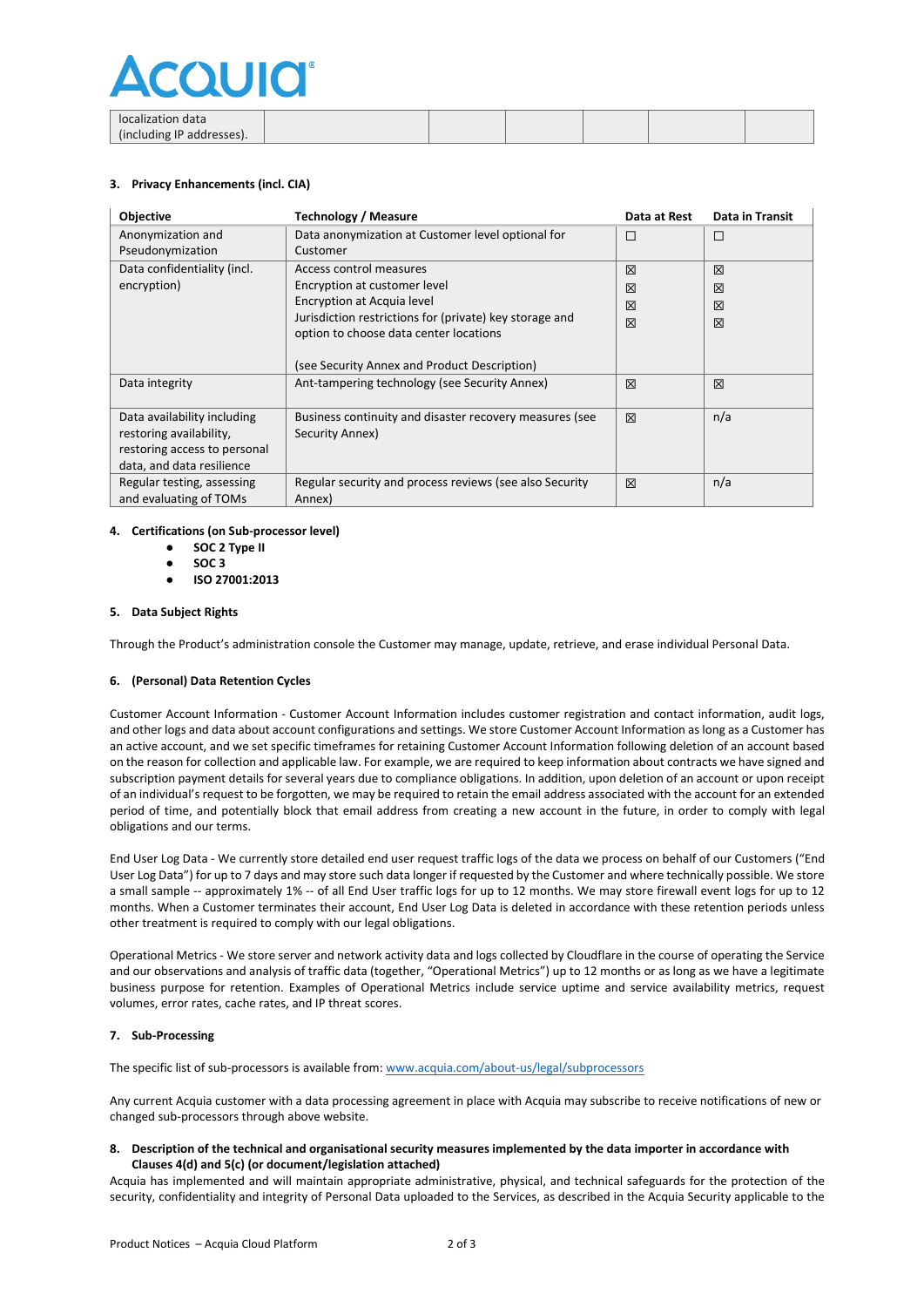| localization data (including IP addresses). | | | | | | |
|---|---|---|---|---|---|---|

**3. Privacy Enhancements (incl. CIA)**

| Objective | Technology / Measure | Data at Rest | Data in Transit |
|---|---|---|---|
| Anonymization and Pseudonymization | Data anonymization at Customer level optional for Customer | ☐ | ☐ |
| Data confidentiality (incl. encryption) | Access control measures<br>Encryption at customer level<br>Encryption at Acquia level<br>Jurisdiction restrictions for (private) key storage and option to choose data center locations<br><br>(see Security Annex and Product Description) | ☒<br>☒<br>☒<br>☒ | ☒<br>☒<br>☒<br>☒ |
| Data integrity | Ant-tampering technology (see Security Annex) | ☒ | ☒ |
| Data availability including restoring availability, restoring access to personal data, and data resilience | Business continuity and disaster recovery measures (see Security Annex) | ☒ | n/a |
| Regular testing, assessing and evaluating of TOMs | Regular security and process reviews (see also Security Annex) | ☒ | n/a |

**4. Certifications (on Sub-processor level)**

- **SOC 2 Type II**
- **SOC 3**
- **ISO 27001:2013**

**5. Data Subject Rights**

Through the Product's administration console the Customer may manage, update, retrieve, and erase individual Personal Data.

**6. (Personal) Data Retention Cycles**

Customer Account Information - Customer Account Information includes customer registration and contact information, audit logs, and other logs and data about account configurations and settings. We store Customer Account Information as long as a Customer has an active account, and we set specific timeframes for retaining Customer Account Information following deletion of an account based on the reason for collection and applicable law. For example, we are required to keep information about contracts we have signed and subscription payment details for several years due to compliance obligations. In addition, upon deletion of an account or upon receipt of an individual's request to be forgotten, we may be required to retain the email address associated with the account for an extended period of time, and potentially block that email address from creating a new account in the future, in order to comply with legal obligations and our terms.

End User Log Data - We currently store detailed end user request traffic logs of the data we process on behalf of our Customers ("End User Log Data") for up to 7 days and may store such data longer if requested by the Customer and where technically possible. We store a small sample -- approximately 1% -- of all End User traffic logs for up to 12 months. We may store firewall event logs for up to 12 months. When a Customer terminates their account, End User Log Data is deleted in accordance with these retention periods unless other treatment is required to comply with our legal obligations.

Operational Metrics - We store server and network activity data and logs collected by Cloudflare in the course of operating the Service and our observations and analysis of traffic data (together, "Operational Metrics") up to 12 months or as long as we have a legitimate business purpose for retention. Examples of Operational Metrics include service uptime and service availability metrics, request volumes, error rates, cache rates, and IP threat scores.

**7. Sub-Processing**

The specific list of sub-processors is available from: [www.acquia.com/about-us/legal/subprocessors](http://www.acquia.com/about-us/legal/subprocessors)

Any current Acquia customer with a data processing agreement in place with Acquia may subscribe to receive notifications of new or changed sub-processors through above website.

**8. Description of the technical and organisational security measures implemented by the data importer in accordance with Clauses 4(d) and 5(c) (or document/legislation attached)**

Acquia has implemented and will maintain appropriate administrative, physical, and technical safeguards for the protection of the security, confidentiality and integrity of Personal Data uploaded to the Services, as described in the Acquia Security applicable to the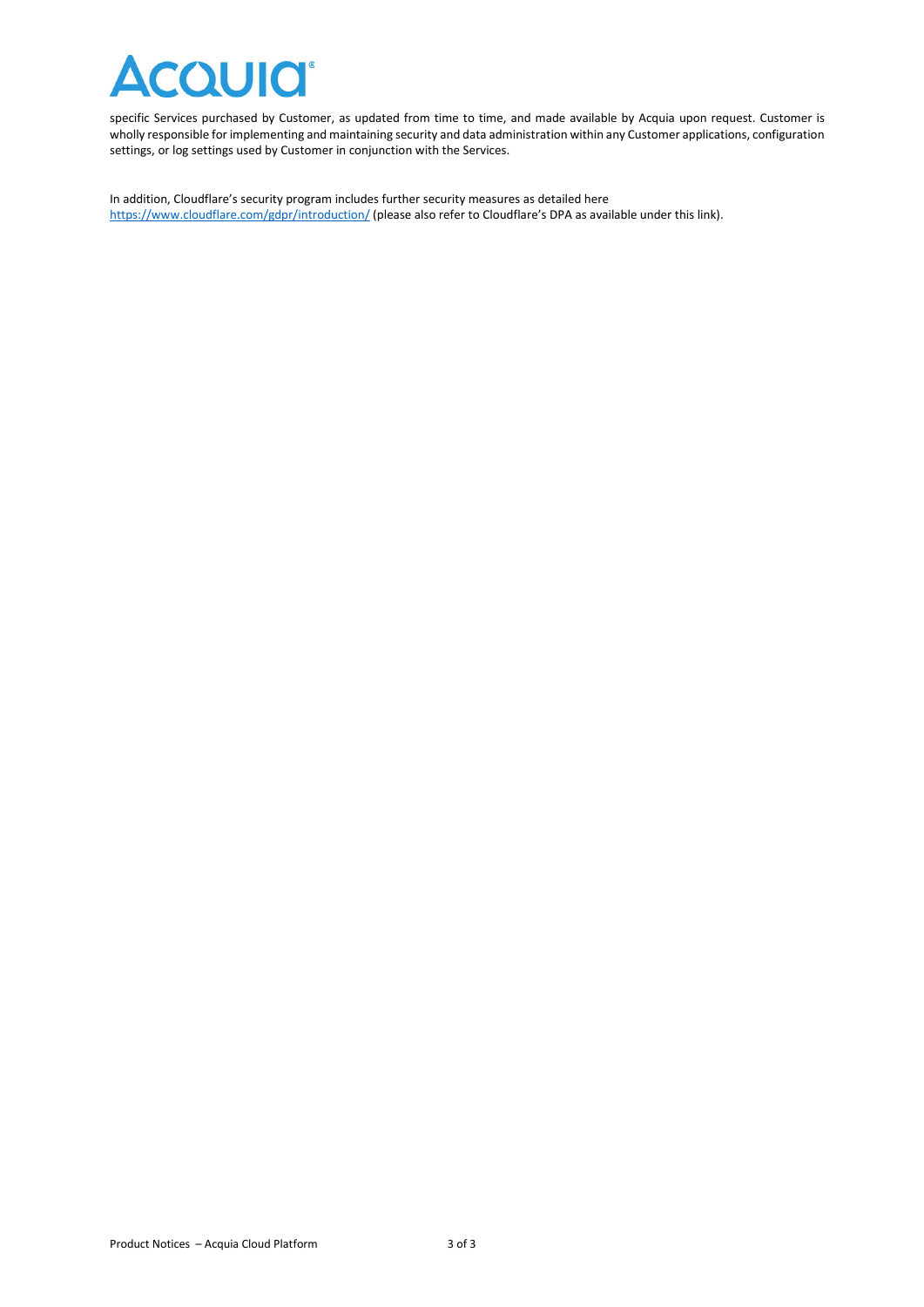specific Services purchased by Customer, as updated from time to time, and made available by Acquia upon request. Customer is wholly responsible for implementing and maintaining security and data administration within any Customer applications, configuration settings, or log settings used by Customer in conjunction with the Services.

In addition, Cloudflare's security program includes further security measures as detailed here https://www.cloudflare.com/gdpr/introduction/ (please also refer to Cloudflare's DPA as available under this link).